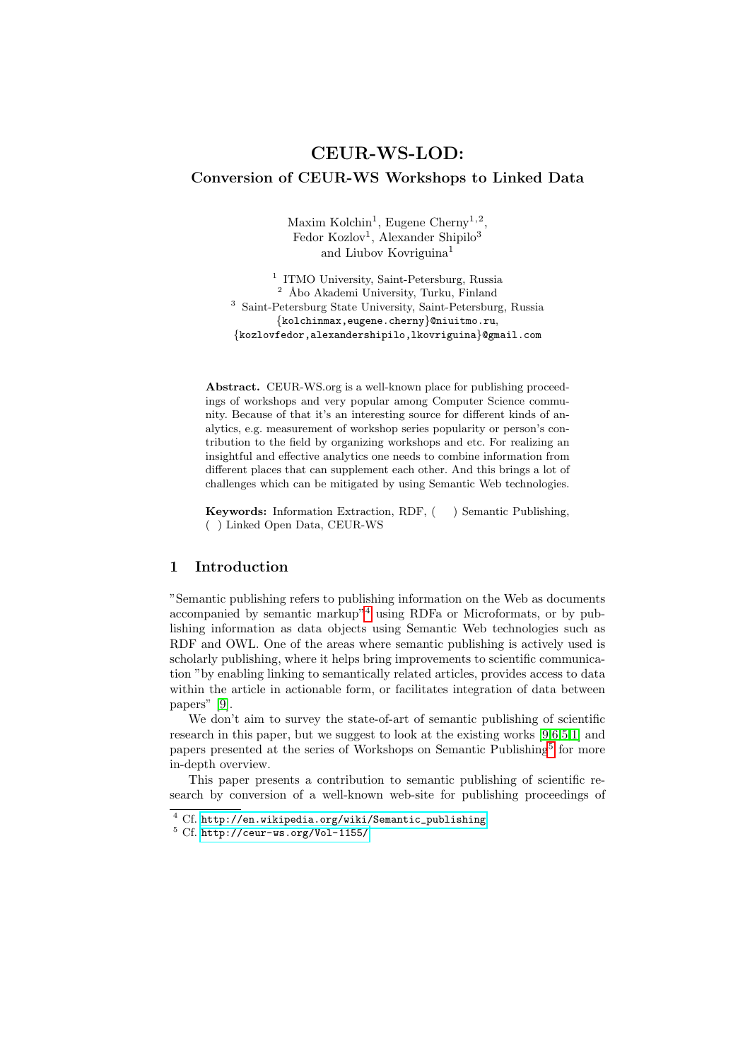# CEUR-WS-LOD:
## Conversion of CEUR-WS Workshops to Linked Data

Maxim Kolchin[1], Eugene Cherny[1,2],
Fedor Kozlov[1], Alexander Shipilo[3]
and Liubov Kovriguina[1]

[1] ITMO University, Saint-Petersburg, Russia
[2] Åbo Akademi University, Turku, Finland
[3] Saint-Petersburg State University, Saint-Petersburg, Russia
{kolchinmax,eugene.cherny}@niuitmo.ru,
{kozlovfedor,alexandershipilo,lkovriguina}@gmail.com

**Abstract.** CEUR-WS.org is a well-known place for publishing proceedings of workshops and very popular among Computer Science community. Because of that it's an interesting source for different kinds of analytics, e.g. measurement of workshop series popularity or person's contribution to the field by organizing workshops and etc. For realizing an insightful and effective analytics one needs to combine information from different places that can supplement each other. And this brings a lot of challenges which can be mitigated by using Semantic Web technologies.

**Keywords:** Information Extraction, RDF, ( ) Semantic Publishing, ( ) Linked Open Data, CEUR-WS

## 1 Introduction

"Semantic publishing refers to publishing information on the Web as documents accompanied by semantic markup"[4] using RDFa or Microformats, or by publishing information as data objects using Semantic Web technologies such as RDF and OWL. One of the areas where semantic publishing is actively used is scholarly publishing, where it helps bring improvements to scientific communication "by enabling linking to semantically related articles, provides access to data within the article in actionable form, or facilitates integration of data between papers" [9].

We don't aim to survey the state-of-art of semantic publishing of scientific research in this paper, but we suggest to look at the existing works [9,6,5,1] and papers presented at the series of Workshops on Semantic Publishing[5] for more in-depth overview.

This paper presents a contribution to semantic publishing of scientific research by conversion of a well-known web-site for publishing proceedings of

[4] Cf. http://en.wikipedia.org/wiki/Semantic_publishing
[5] Cf. http://ceur-ws.org/Vol-1155/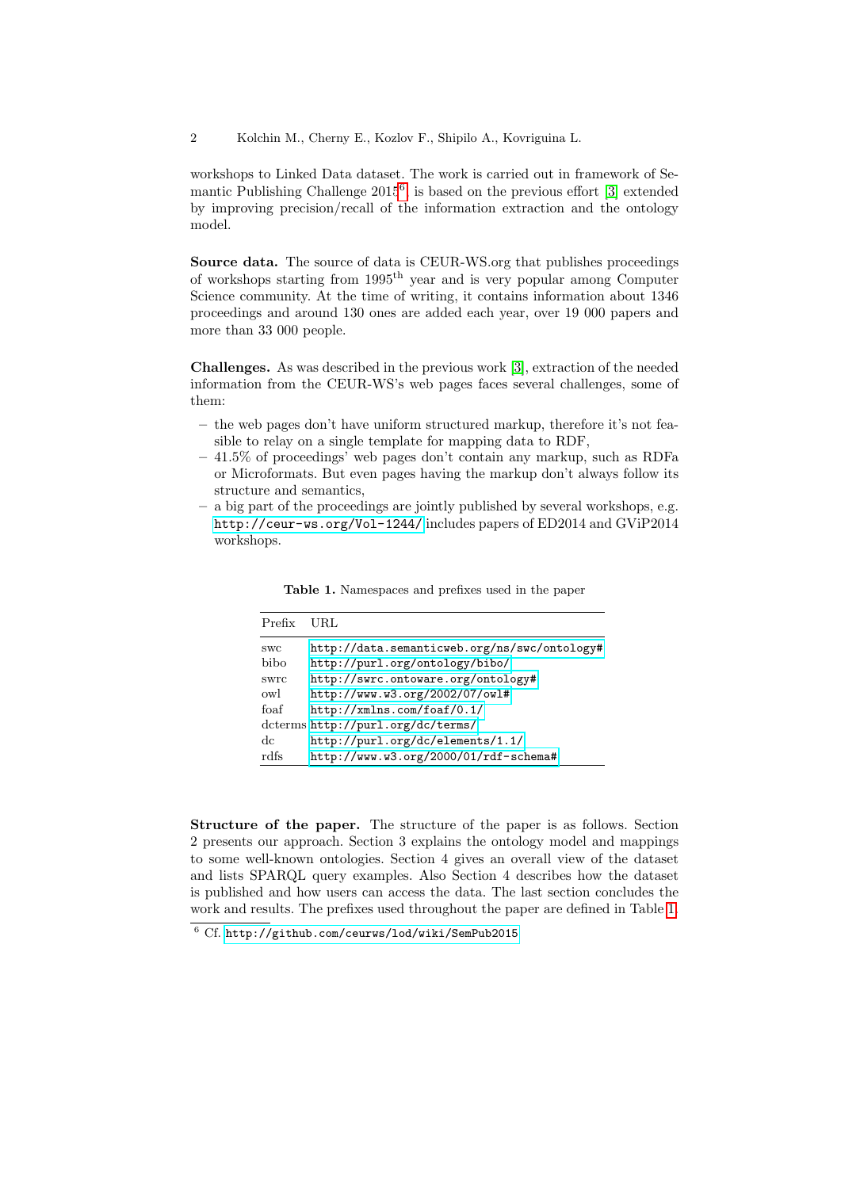workshops to Linked Data dataset. The work is carried out in framework of Semantic Publishing Challenge 2015[6] is based on the previous effort [3] extended by improving precision/recall of the information extraction and the ontology model.

**Source data.** The source of data is CEUR-WS.org that publishes proceedings of workshops starting from 1995$^{\text{th}}$ year and is very popular among Computer Science community. At the time of writing, it contains information about 1346 proceedings and around 130 ones are added each year, over 19 000 papers and more than 33 000 people.

**Challenges.** As was described in the previous work [3], extraction of the needed information from the CEUR-WS's web pages faces several challenges, some of them:

- the web pages don't have uniform structured markup, therefore it's not feasible to relay on a single template for mapping data to RDF,
- 41.5% of proceedings' web pages don't contain any markup, such as RDFa or Microformats. But even pages having the markup don't always follow its structure and semantics,
- a big part of the proceedings are jointly published by several workshops, e.g. http://ceur-ws.org/Vol-1244/ includes papers of ED2014 and GViP2014 workshops.

**Table 1.** Namespaces and prefixes used in the paper

| Prefix | URL |
|---|---|
| swc | http://data.semanticweb.org/ns/swc/ontology# |
| bibo | http://purl.org/ontology/bibo/ |
| swrc | http://swrc.ontoware.org/ontology# |
| owl | http://www.w3.org/2002/07/owl# |
| foaf | http://xmlns.com/foaf/0.1/ |
| dcterms | http://purl.org/dc/terms/ |
| dc | http://purl.org/dc/elements/1.1/ |
| rdfs | http://www.w3.org/2000/01/rdf-schema# |

**Structure of the paper.** The structure of the paper is as follows. Section 2 presents our approach. Section 3 explains the ontology model and mappings to some well-known ontologies. Section 4 gives an overall view of the dataset and lists SPARQL query examples. Also Section 4 describes how the dataset is published and how users can access the data. The last section concludes the work and results. The prefixes used throughout the paper are defined in Table 1.

[6] Cf. http://github.com/ceurws/lod/wiki/SemPub2015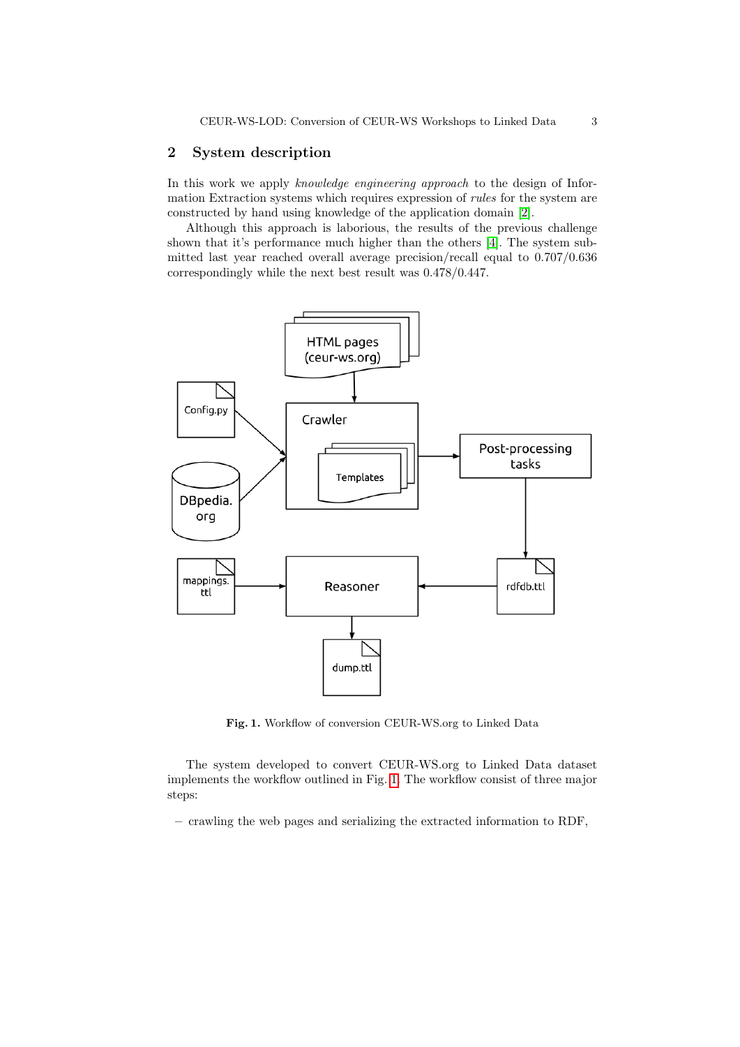## 2 System description

In this work we apply *knowledge engineering approach* to the design of Information Extraction systems which requires expression of *rules* for the system are constructed by hand using knowledge of the application domain [2].

Although this approach is laborious, the results of the previous challenge shown that it's performance much higher than the others [4]. The system submitted last year reached overall average precision/recall equal to 0.707/0.636 correspondingly while the next best result was 0.478/0.447.

**Fig. 1.** Workflow of conversion CEUR-WS.org to Linked Data

The system developed to convert CEUR-WS.org to Linked Data dataset implements the workflow outlined in Fig. 1. The workflow consist of three major steps:

– crawling the web pages and serializing the extracted information to RDF,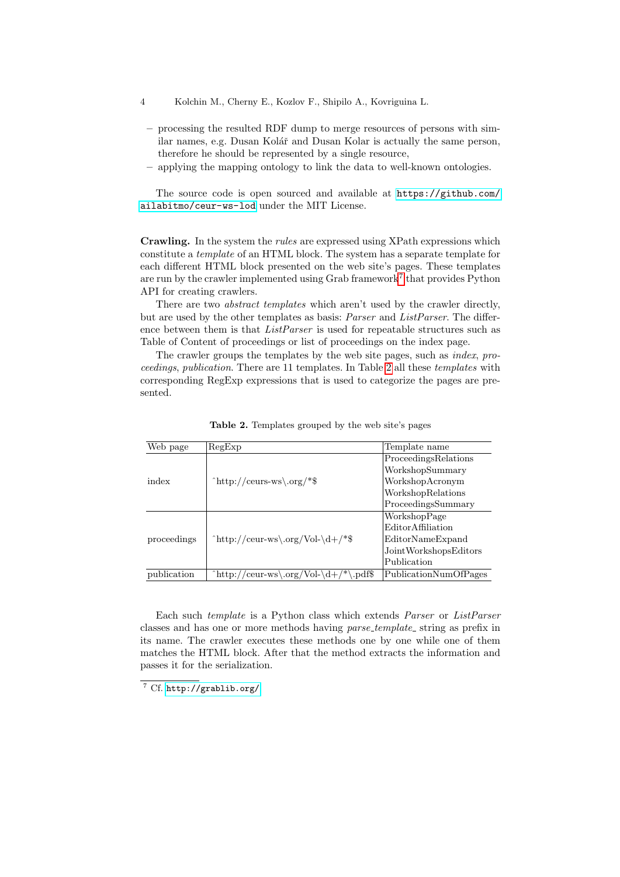– processing the resulted RDF dump to merge resources of persons with similar names, e.g. Dusan Kolář and Dusan Kolar is actually the same person, therefore he should be represented by a single resource,
– applying the mapping ontology to link the data to well-known ontologies.

The source code is open sourced and available at `https://github.com/ailabitmo/ceur-ws-lod` under the MIT License.

**Crawling.** In the system the *rules* are expressed using XPath expressions which constitute a *template* of an HTML block. The system has a separate template for each different HTML block presented on the web site's pages. These templates are run by the crawler implemented using Grab framework[7] that provides Python API for creating crawlers.

There are two *abstract templates* which aren't used by the crawler directly, but are used by the other templates as basis: *Parser* and *ListParser*. The difference between them is that *ListParser* is used for repeatable structures such as Table of Content of proceedings or list of proceedings on the index page.

The crawler groups the templates by the web site pages, such as *index*, *proceedings*, *publication*. There are 11 templates. In Table 2 all these *templates* with corresponding RegExp expressions that is used to categorize the pages are presented.

**Table 2.** Templates grouped by the web site's pages

| Web page | RegExp | Template name |
|---|---|---|
| index | ^http://ceurs-ws\.org/*$ | ProceedingsRelations<br>WorkshopSummary<br>WorkshopAcronym<br>WorkshopRelations<br>ProceedingsSummary |
| proceedings | ^http://ceur-ws\.org/Vol-\d+/*$ | WorkshopPage<br>EditorAffiliation<br>EditorNameExpand<br>JointWorkshopsEditors<br>Publication |
| publication | ^http://ceur-ws\.org/Vol-\d+/*\.pdf$ | PublicationNumOfPages |

Each such *template* is a Python class which extends *Parser* or *ListParser* classes and has one or more methods having *parse_template_* string as prefix in its name. The crawler executes these methods one by one while one of them matches the HTML block. After that the method extracts the information and passes it for the serialization.

[7] Cf. `http://grablib.org/`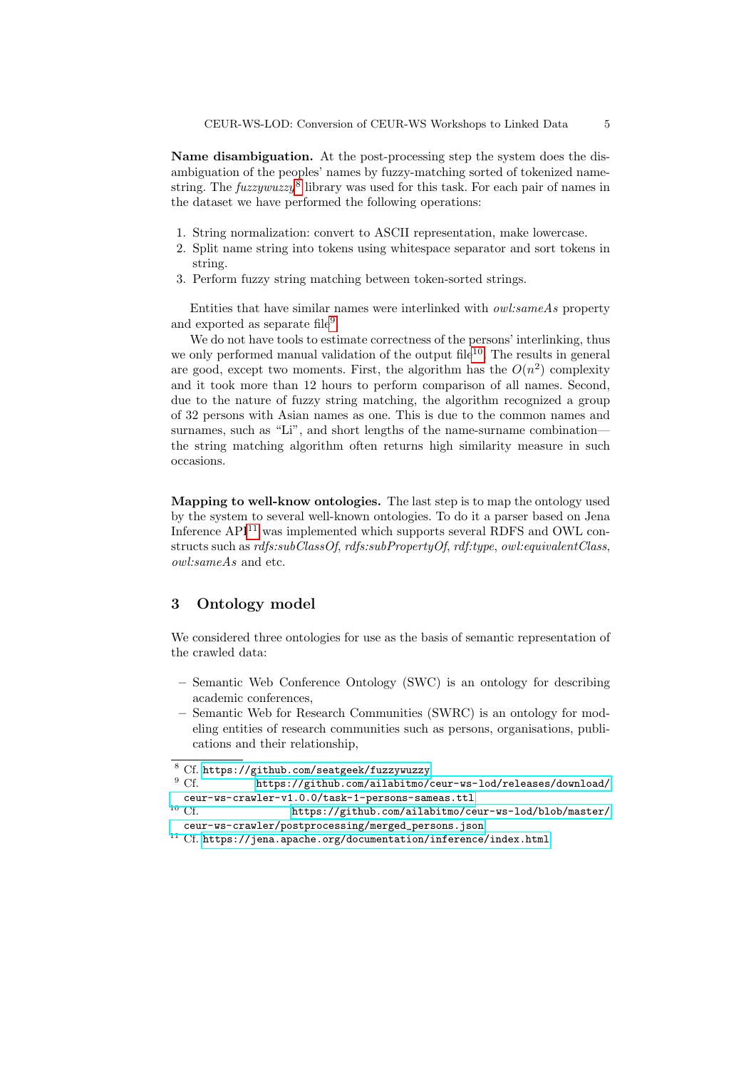**Name disambiguation.** At the post-processing step the system does the disambiguation of the peoples' names by fuzzy-matching sorted of tokenized name-string. The *fuzzywuzzy*[8] library was used for this task. For each pair of names in the dataset we have performed the following operations:

1. String normalization: convert to ASCII representation, make lowercase.
2. Split name string into tokens using whitespace separator and sort tokens in string.
3. Perform fuzzy string matching between token-sorted strings.

Entities that have similar names were interlinked with *owl:sameAs* property and exported as separate file[9].

We do not have tools to estimate correctness of the persons' interlinking, thus we only performed manual validation of the output file[10]. The results in general are good, except two moments. First, the algorithm has the $O(n^2)$ complexity and it took more than 12 hours to perform comparison of all names. Second, due to the nature of fuzzy string matching, the algorithm recognized a group of 32 persons with Asian names as one. This is due to the common names and surnames, such as "Li", and short lengths of the name-surname combination—the string matching algorithm often returns high similarity measure in such occasions.

**Mapping to well-know ontologies.** The last step is to map the ontology used by the system to several well-known ontologies. To do it a parser based on Jena Inference API[11] was implemented which supports several RDFS and OWL constructs such as *rdfs:subClassOf*, *rdfs:subPropertyOf*, *rdf:type*, *owl:equivalentClass*, *owl:sameAs* and etc.

## 3 Ontology model

We considered three ontologies for use as the basis of semantic representation of the crawled data:

– Semantic Web Conference Ontology (SWC) is an ontology for describing academic conferences,
– Semantic Web for Research Communities (SWRC) is an ontology for modeling entities of research communities such as persons, organisations, publications and their relationship,

---

[8] Cf. https://github.com/seatgeek/fuzzywuzzy

[9] Cf. https://github.com/ailabitmo/ceur-ws-lod/releases/download/ceur-ws-crawler-v1.0.0/task-1-persons-sameas.ttl

[10] Cf. https://github.com/ailabitmo/ceur-ws-lod/blob/master/ceur-ws-crawler/postprocessing/merged_persons.json

[11] Cf. https://jena.apache.org/documentation/inference/index.html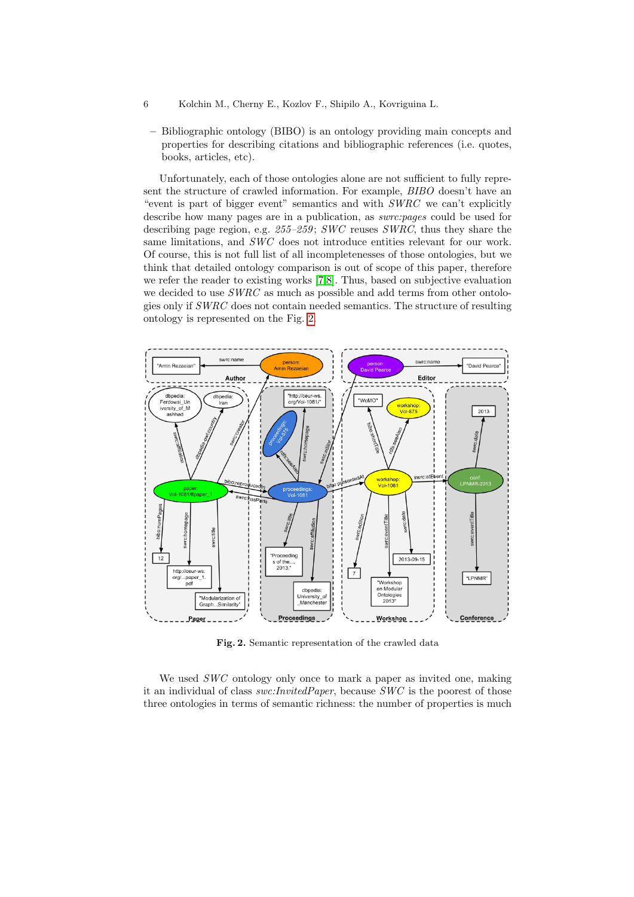- Bibliographic ontology (BIBO) is an ontology providing main concepts and properties for describing citations and bibliographic references (i.e. quotes, books, articles, etc).

Unfortunately, each of those ontologies alone are not sufficient to fully represent the structure of crawled information. For example, *BIBO* doesn't have an "event is part of bigger event" semantics and with *SWRC* we can't explicitly describe how many pages are in a publication, as *swrc:pages* could be used for describing page region, e.g. *255–259*; *SWC* reuses *SWRC*, thus they share the same limitations, and *SWC* does not introduce entities relevant for our work. Of course, this is not full list of all incompletenesses of those ontologies, but we think that detailed ontology comparison is out of scope of this paper, therefore we refer the reader to existing works [7,8]. Thus, based on subjective evaluation we decided to use *SWRC* as much as possible and add terms from other ontologies only if *SWRC* does not contain needed semantics. The structure of resulting ontology is represented on the Fig. 2.

**Fig. 2.** Semantic representation of the crawled data

We used *SWC* ontology only once to mark a paper as invited one, making it an individual of class *swc:InvitedPaper*, because *SWC* is the poorest of those three ontologies in terms of semantic richness: the number of properties is much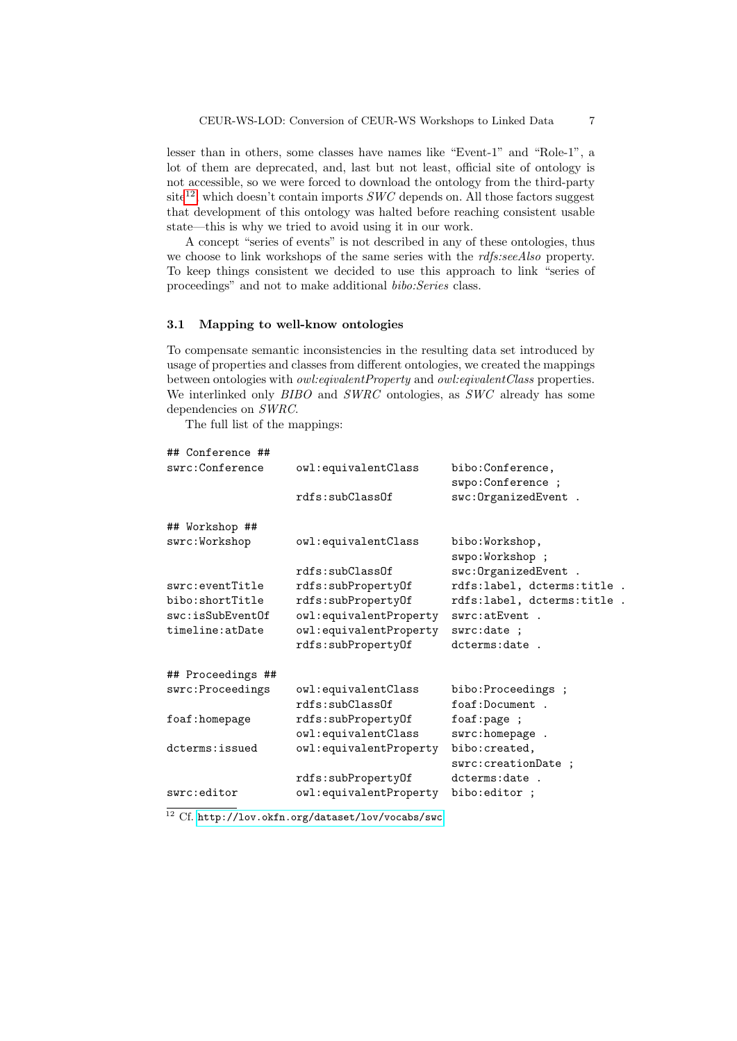lesser than in others, some classes have names like "Event-1" and "Role-1", a lot of them are deprecated, and, last but not least, official site of ontology is not accessible, so we were forced to download the ontology from the third-party site[12] which doesn't contain imports *SWC* depends on. All those factors suggest that development of this ontology was halted before reaching consistent usable state—this is why we tried to avoid using it in our work.

A concept "series of events" is not described in any of these ontologies, thus we choose to link workshops of the same series with the *rdfs:seeAlso* property. To keep things consistent we decided to use this approach to link "series of proceedings" and not to make additional *bibo:Series* class.

### 3.1 Mapping to well-know ontologies

To compensate semantic inconsistencies in the resulting data set introduced by usage of properties and classes from different ontologies, we created the mappings between ontologies with *owl:eqivalentProperty* and *owl:eqivalentClass* properties. We interlinked only *BIBO* and *SWRC* ontologies, as *SWC* already has some dependencies on *SWRC*.

The full list of the mappings:

```
## Conference ##
swrc:Conference      owl:equivalentClass     bibo:Conference,
                                             swpo:Conference ;
                     rdfs:subClassOf         swc:OrganizedEvent .

## Workshop ##
swrc:Workshop        owl:equivalentClass     bibo:Workshop,
                                             swpo:Workshop ;
                     rdfs:subClassOf         swc:OrganizedEvent .
swrc:eventTitle      rdfs:subPropertyOf      rdfs:label, dcterms:title .
bibo:shortTitle      rdfs:subPropertyOf      rdfs:label, dcterms:title .
swc:isSubEventOf     owl:equivalentProperty  swrc:atEvent .
timeline:atDate      owl:equivalentProperty  swrc:date ;
                     rdfs:subPropertyOf      dcterms:date .

## Proceedings ##
swrc:Proceedings     owl:equivalentClass     bibo:Proceedings ;
                     rdfs:subClassOf         foaf:Document .
foaf:homepage        rdfs:subPropertyOf      foaf:page ;
                     owl:equivalentClass     swrc:homepage .
dcterms:issued       owl:equivalentProperty  bibo:created,
                                             swrc:creationDate ;
                     rdfs:subPropertyOf      dcterms:date .
swrc:editor          owl:equivalentProperty  bibo:editor ;
```

[12] Cf. http://lov.okfn.org/dataset/lov/vocabs/swc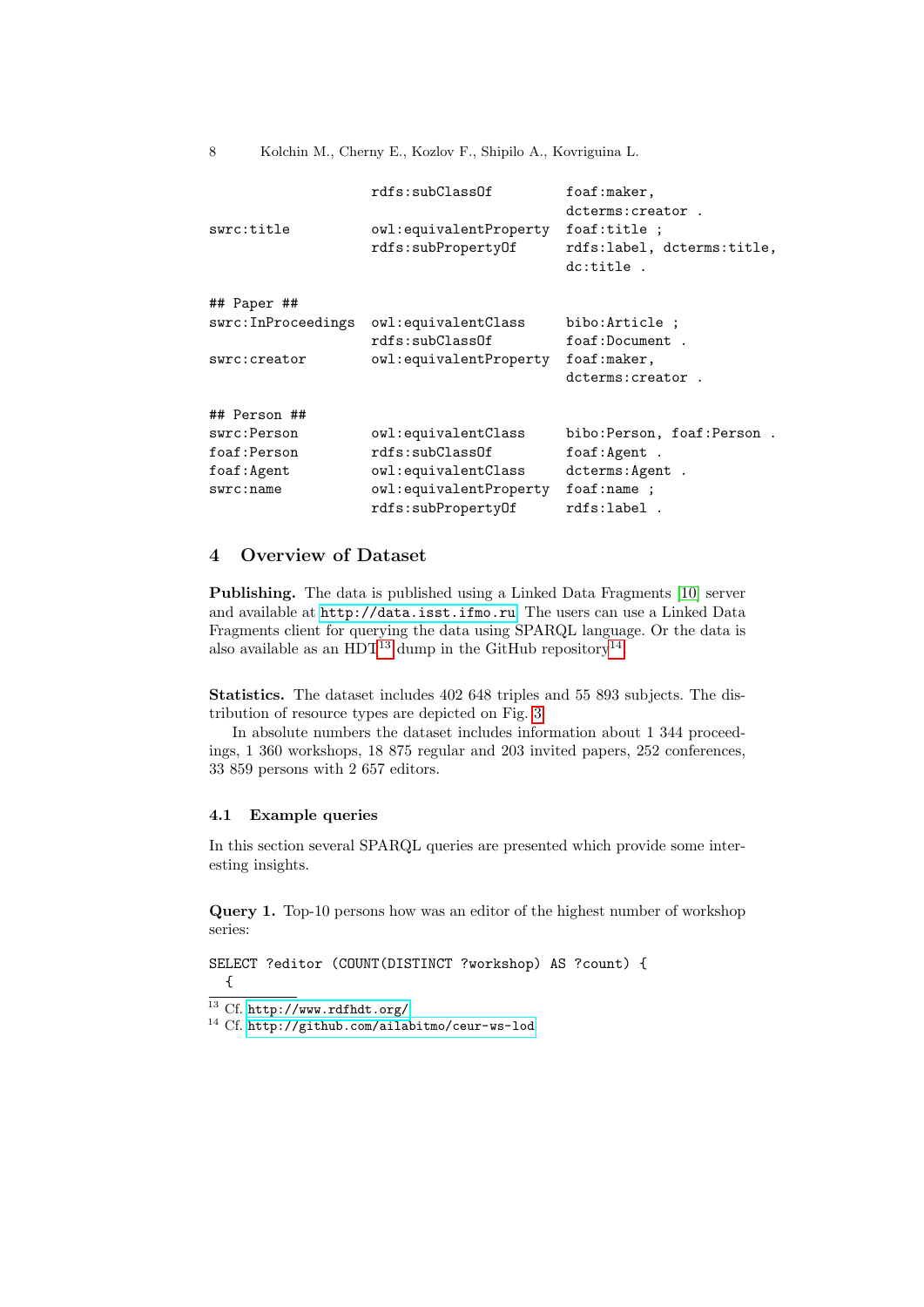```
                    rdfs:subClassOf        foaf:maker,
                                           dcterms:creator .
swrc:title          owl:equivalentProperty foaf:title ;
                    rdfs:subPropertyOf     rdfs:label, dcterms:title,
                                           dc:title .

## Paper ##
swrc:InProceedings  owl:equivalentClass    bibo:Article ;
                    rdfs:subClassOf        foaf:Document .
swrc:creator        owl:equivalentProperty foaf:maker,
                                           dcterms:creator .

## Person ##
swrc:Person         owl:equivalentClass    bibo:Person, foaf:Person .
foaf:Person         rdfs:subClassOf        foaf:Agent .
foaf:Agent          owl:equivalentClass    dcterms:Agent .
swrc:name           owl:equivalentProperty foaf:name ;
                    rdfs:subPropertyOf     rdfs:label .
```

## 4 Overview of Dataset

**Publishing.** The data is published using a Linked Data Fragments [10] server and available at http://data.isst.ifmo.ru. The users can use a Linked Data Fragments client for querying the data using SPARQL language. Or the data is also available as an HDT[13] dump in the GitHub repository[14].

**Statistics.** The dataset includes 402 648 triples and 55 893 subjects. The distribution of resource types are depicted on Fig. 3.

In absolute numbers the dataset includes information about 1 344 proceedings, 1 360 workshops, 18 875 regular and 203 invited papers, 252 conferences, 33 859 persons with 2 657 editors.

### 4.1 Example queries

In this section several SPARQL queries are presented which provide some interesting insights.

**Query 1.** Top-10 persons how was an editor of the highest number of workshop series:

```
SELECT ?editor (COUNT(DISTINCT ?workshop) AS ?count) {
  {
```

[13] Cf. http://www.rdfhdt.org/

[14] Cf. http://github.com/ailabitmo/ceur-ws-lod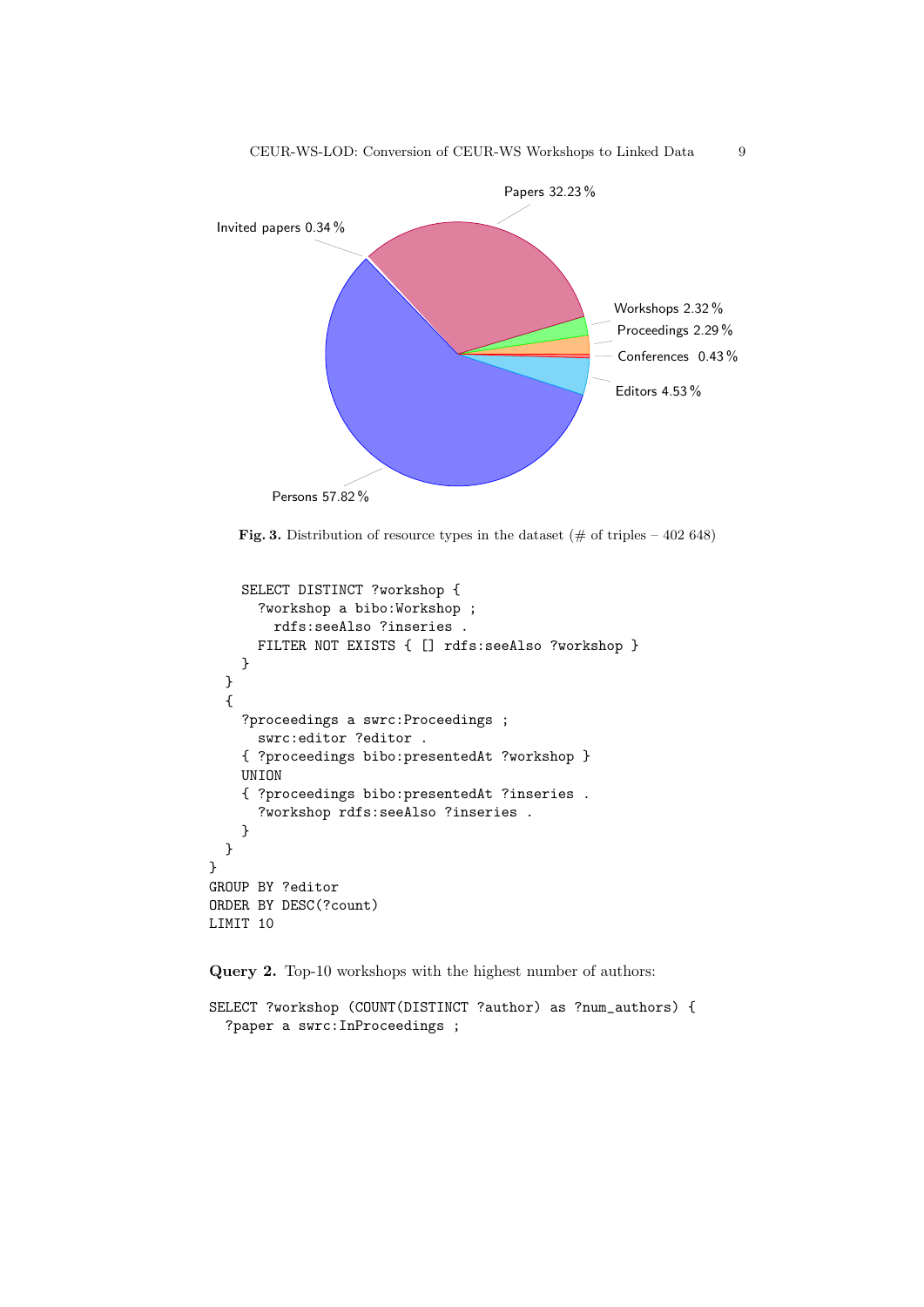Papers 32.23 %

Invited papers 0.34 %

Workshops 2.32 %

Proceedings 2.29 %

Conferences 0.43 %

Editors 4.53 %

Persons 57.82 %

**Fig. 3.** Distribution of resource types in the dataset (# of triples – 402 648)

```
    SELECT DISTINCT ?workshop {
      ?workshop a bibo:Workshop ;
        rdfs:seeAlso ?inseries .
      FILTER NOT EXISTS { [] rdfs:seeAlso ?workshop }
    }
  }
  {
    ?proceedings a swrc:Proceedings ;
      swrc:editor ?editor .
    { ?proceedings bibo:presentedAt ?workshop }
    UNION
    { ?proceedings bibo:presentedAt ?inseries .
      ?workshop rdfs:seeAlso ?inseries .
    }
  }
}
GROUP BY ?editor
ORDER BY DESC(?count)
LIMIT 10
```

**Query 2.** Top-10 workshops with the highest number of authors:

```
SELECT ?workshop (COUNT(DISTINCT ?author) as ?num_authors) {
  ?paper a swrc:InProceedings ;
```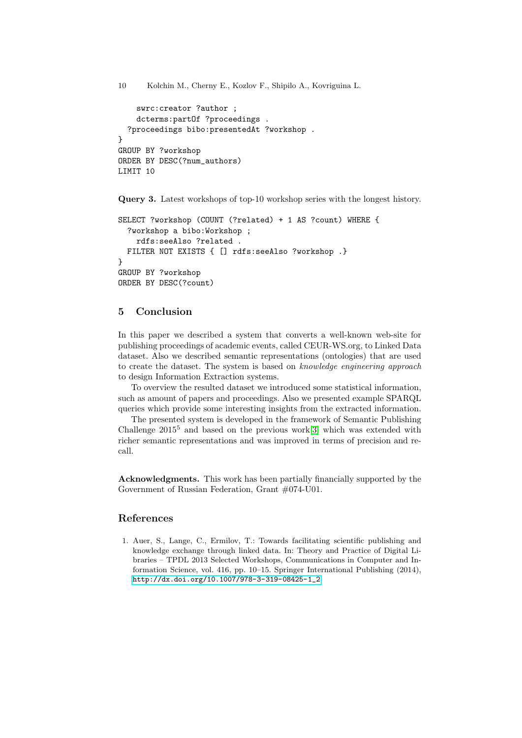```
    swrc:creator ?author ;
    dcterms:partOf ?proceedings .
  ?proceedings bibo:presentedAt ?workshop .
}
GROUP BY ?workshop
ORDER BY DESC(?num_authors)
LIMIT 10
```

**Query 3.** Latest workshops of top-10 workshop series with the longest history.

```
SELECT ?workshop (COUNT (?related) + 1 AS ?count) WHERE {
  ?workshop a bibo:Workshop ;
    rdfs:seeAlso ?related .
  FILTER NOT EXISTS { [] rdfs:seeAlso ?workshop .}
}
GROUP BY ?workshop
ORDER BY DESC(?count)
```

## 5 Conclusion

In this paper we described a system that converts a well-known web-site for publishing proceedings of academic events, called CEUR-WS.org, to Linked Data dataset. Also we described semantic representations (ontologies) that are used to create the dataset. The system is based on *knowledge engineering approach* to design Information Extraction systems.

To overview the resulted dataset we introduced some statistical information, such as amount of papers and proceedings. Also we presented example SPARQL queries which provide some interesting insights from the extracted information.

The presented system is developed in the framework of Semantic Publishing Challenge 2015[5] and based on the previous work[3] which was extended with richer semantic representations and was improved in terms of precision and recall.

**Acknowledgments.** This work has been partially financially supported by the Government of Russian Federation, Grant #074-U01.

## References

1. Auer, S., Lange, C., Ermilov, T.: Towards facilitating scientific publishing and knowledge exchange through linked data. In: Theory and Practice of Digital Libraries – TPDL 2013 Selected Workshops, Communications in Computer and Information Science, vol. 416, pp. 10–15. Springer International Publishing (2014), http://dx.doi.org/10.1007/978-3-319-08425-1_2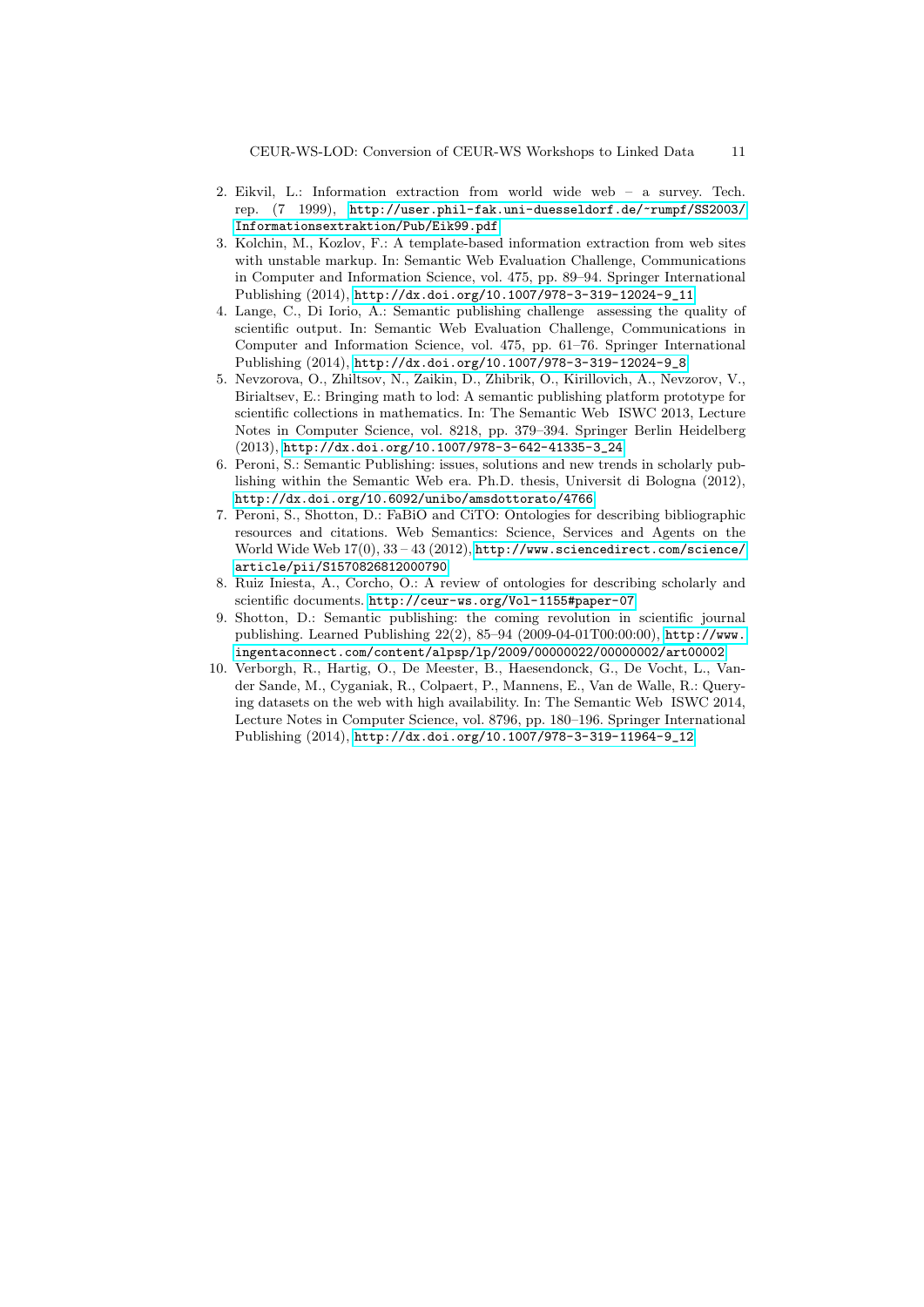2. Eikvil, L.: Information extraction from world wide web – a survey. Tech. rep. (7 1999), http://user.phil-fak.uni-duesseldorf.de/~rumpf/SS2003/Informationsextraktion/Pub/Eik99.pdf
3. Kolchin, M., Kozlov, F.: A template-based information extraction from web sites with unstable markup. In: Semantic Web Evaluation Challenge, Communications in Computer and Information Science, vol. 475, pp. 89–94. Springer International Publishing (2014), http://dx.doi.org/10.1007/978-3-319-12024-9_11
4. Lange, C., Di Iorio, A.: Semantic publishing challenge assessing the quality of scientific output. In: Semantic Web Evaluation Challenge, Communications in Computer and Information Science, vol. 475, pp. 61–76. Springer International Publishing (2014), http://dx.doi.org/10.1007/978-3-319-12024-9_8
5. Nevzorova, O., Zhiltsov, N., Zaikin, D., Zhibrik, O., Kirillovich, A., Nevzorov, V., Birialtsev, E.: Bringing math to lod: A semantic publishing platform prototype for scientific collections in mathematics. In: The Semantic Web ISWC 2013, Lecture Notes in Computer Science, vol. 8218, pp. 379–394. Springer Berlin Heidelberg (2013), http://dx.doi.org/10.1007/978-3-642-41335-3_24
6. Peroni, S.: Semantic Publishing: issues, solutions and new trends in scholarly publishing within the Semantic Web era. Ph.D. thesis, Universit di Bologna (2012), http://dx.doi.org/10.6092/unibo/amsdottorato/4766
7. Peroni, S., Shotton, D.: FaBiO and CiTO: Ontologies for describing bibliographic resources and citations. Web Semantics: Science, Services and Agents on the World Wide Web 17(0), 33 – 43 (2012), http://www.sciencedirect.com/science/article/pii/S1570826812000790
8. Ruiz Iniesta, A., Corcho, O.: A review of ontologies for describing scholarly and scientific documents. http://ceur-ws.org/Vol-1155#paper-07
9. Shotton, D.: Semantic publishing: the coming revolution in scientific journal publishing. Learned Publishing 22(2), 85–94 (2009-04-01T00:00:00), http://www.ingentaconnect.com/content/alpsp/lp/2009/00000022/00000002/art00002
10. Verborgh, R., Hartig, O., De Meester, B., Haesendonck, G., De Vocht, L., Vander Sande, M., Cyganiak, R., Colpaert, P., Mannens, E., Van de Walle, R.: Querying datasets on the web with high availability. In: The Semantic Web ISWC 2014, Lecture Notes in Computer Science, vol. 8796, pp. 180–196. Springer International Publishing (2014), http://dx.doi.org/10.1007/978-3-319-11964-9_12